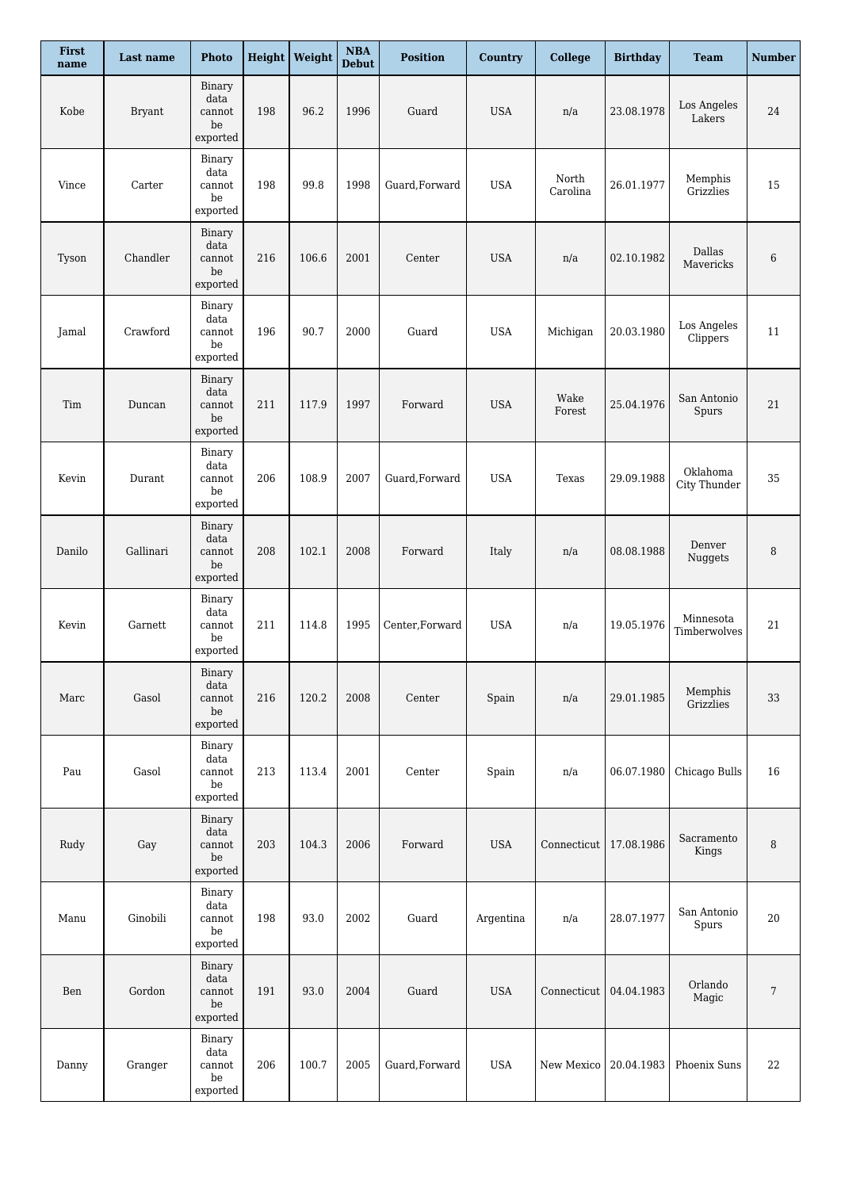| First name | Last name | Photo | Height | Weight | NBA Debut | Position | Country | College | Birthday | Team | Number |
|---|---|---|---|---|---|---|---|---|---|---|---|
| Kobe | Bryant | Binary data cannot be exported | 198 | 96.2 | 1996 | Guard | USA | n/a | 23.08.1978 | Los Angeles Lakers | 24 |
| Vince | Carter | Binary data cannot be exported | 198 | 99.8 | 1998 | Guard,Forward | USA | North Carolina | 26.01.1977 | Memphis Grizzlies | 15 |
| Tyson | Chandler | Binary data cannot be exported | 216 | 106.6 | 2001 | Center | USA | n/a | 02.10.1982 | Dallas Mavericks | 6 |
| Jamal | Crawford | Binary data cannot be exported | 196 | 90.7 | 2000 | Guard | USA | Michigan | 20.03.1980 | Los Angeles Clippers | 11 |
| Tim | Duncan | Binary data cannot be exported | 211 | 117.9 | 1997 | Forward | USA | Wake Forest | 25.04.1976 | San Antonio Spurs | 21 |
| Kevin | Durant | Binary data cannot be exported | 206 | 108.9 | 2007 | Guard,Forward | USA | Texas | 29.09.1988 | Oklahoma City Thunder | 35 |
| Danilo | Gallinari | Binary data cannot be exported | 208 | 102.1 | 2008 | Forward | Italy | n/a | 08.08.1988 | Denver Nuggets | 8 |
| Kevin | Garnett | Binary data cannot be exported | 211 | 114.8 | 1995 | Center,Forward | USA | n/a | 19.05.1976 | Minnesota Timberwolves | 21 |
| Marc | Gasol | Binary data cannot be exported | 216 | 120.2 | 2008 | Center | Spain | n/a | 29.01.1985 | Memphis Grizzlies | 33 |
| Pau | Gasol | Binary data cannot be exported | 213 | 113.4 | 2001 | Center | Spain | n/a | 06.07.1980 | Chicago Bulls | 16 |
| Rudy | Gay | Binary data cannot be exported | 203 | 104.3 | 2006 | Forward | USA | Connecticut | 17.08.1986 | Sacramento Kings | 8 |
| Manu | Ginobili | Binary data cannot be exported | 198 | 93.0 | 2002 | Guard | Argentina | n/a | 28.07.1977 | San Antonio Spurs | 20 |
| Ben | Gordon | Binary data cannot be exported | 191 | 93.0 | 2004 | Guard | USA | Connecticut | 04.04.1983 | Orlando Magic | 7 |
| Danny | Granger | Binary data cannot be exported | 206 | 100.7 | 2005 | Guard,Forward | USA | New Mexico | 20.04.1983 | Phoenix Suns | 22 |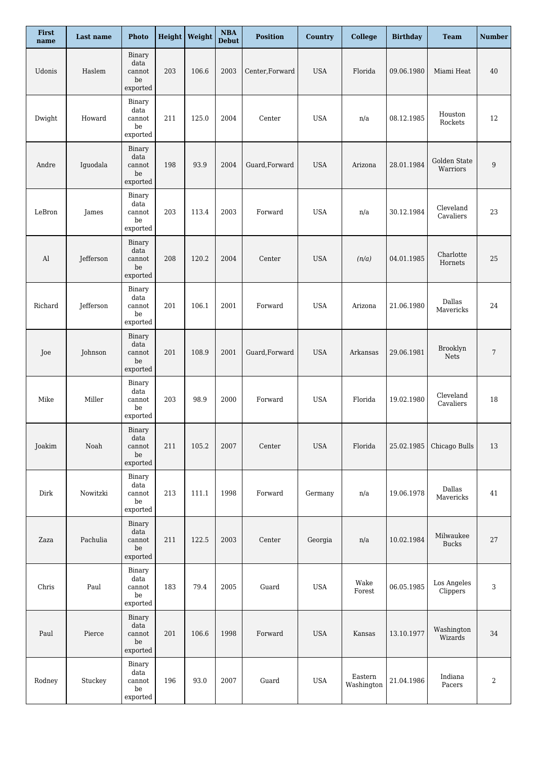| First name | Last name | Photo | Height | Weight | NBA Debut | Position | Country | College | Birthday | Team | Number |
|---|---|---|---|---|---|---|---|---|---|---|---|
| Udonis | Haslem | Binary data cannot be exported | 203 | 106.6 | 2003 | Center,Forward | USA | Florida | 09.06.1980 | Miami Heat | 40 |
| Dwight | Howard | Binary data cannot be exported | 211 | 125.0 | 2004 | Center | USA | n/a | 08.12.1985 | Houston Rockets | 12 |
| Andre | Iguodala | Binary data cannot be exported | 198 | 93.9 | 2004 | Guard,Forward | USA | Arizona | 28.01.1984 | Golden State Warriors | 9 |
| LeBron | James | Binary data cannot be exported | 203 | 113.4 | 2003 | Forward | USA | n/a | 30.12.1984 | Cleveland Cavaliers | 23 |
| Al | Jefferson | Binary data cannot be exported | 208 | 120.2 | 2004 | Center | USA | *(n/a)* | 04.01.1985 | Charlotte Hornets | 25 |
| Richard | Jefferson | Binary data cannot be exported | 201 | 106.1 | 2001 | Forward | USA | Arizona | 21.06.1980 | Dallas Mavericks | 24 |
| Joe | Johnson | Binary data cannot be exported | 201 | 108.9 | 2001 | Guard,Forward | USA | Arkansas | 29.06.1981 | Brooklyn Nets | 7 |
| Mike | Miller | Binary data cannot be exported | 203 | 98.9 | 2000 | Forward | USA | Florida | 19.02.1980 | Cleveland Cavaliers | 18 |
| Joakim | Noah | Binary data cannot be exported | 211 | 105.2 | 2007 | Center | USA | Florida | 25.02.1985 | Chicago Bulls | 13 |
| Dirk | Nowitzki | Binary data cannot be exported | 213 | 111.1 | 1998 | Forward | Germany | n/a | 19.06.1978 | Dallas Mavericks | 41 |
| Zaza | Pachulia | Binary data cannot be exported | 211 | 122.5 | 2003 | Center | Georgia | n/a | 10.02.1984 | Milwaukee Bucks | 27 |
| Chris | Paul | Binary data cannot be exported | 183 | 79.4 | 2005 | Guard | USA | Wake Forest | 06.05.1985 | Los Angeles Clippers | 3 |
| Paul | Pierce | Binary data cannot be exported | 201 | 106.6 | 1998 | Forward | USA | Kansas | 13.10.1977 | Washington Wizards | 34 |
| Rodney | Stuckey | Binary data cannot be exported | 196 | 93.0 | 2007 | Guard | USA | Eastern Washington | 21.04.1986 | Indiana Pacers | 2 |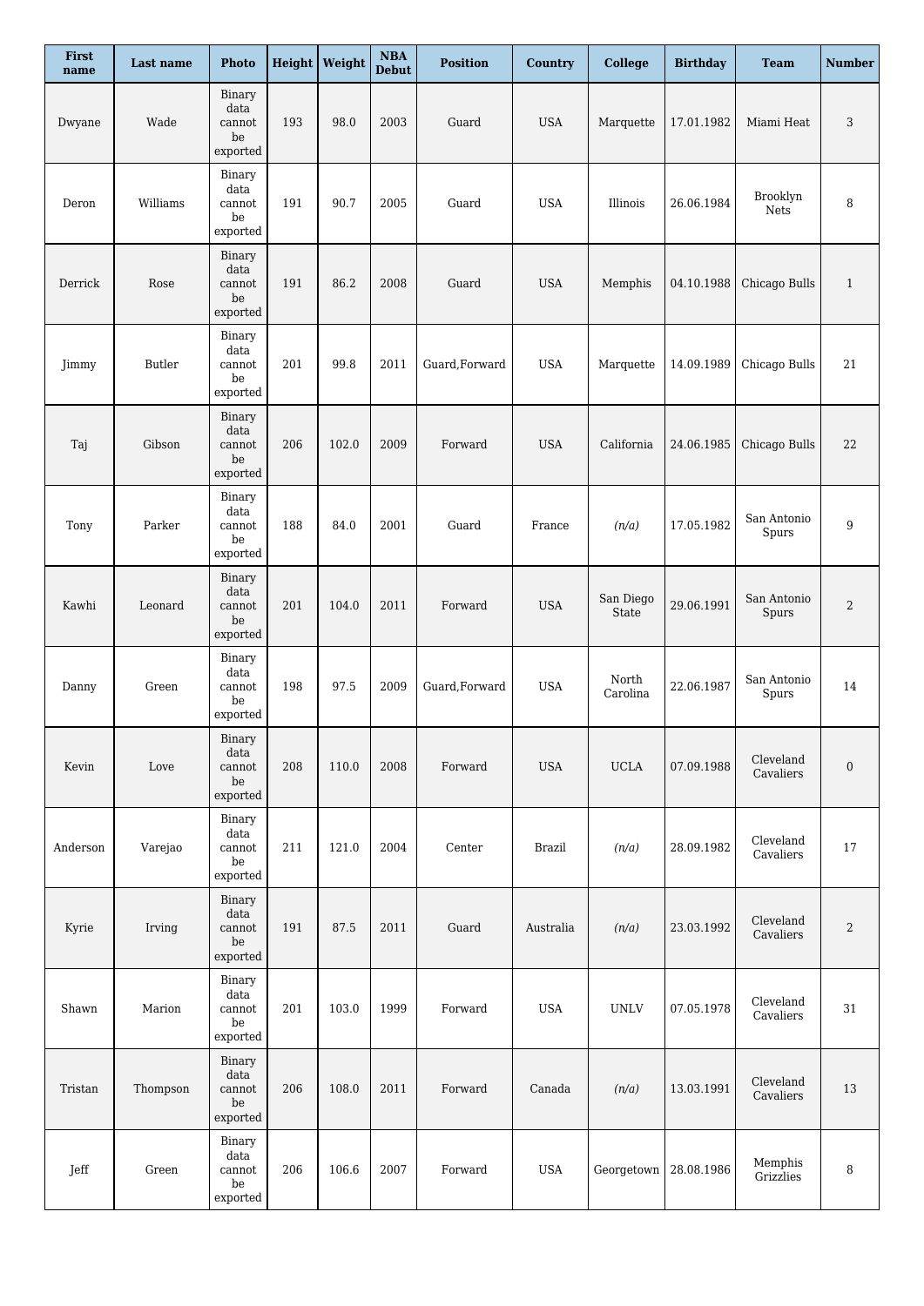| First name | Last name | Photo | Height | Weight | NBA Debut | Position | Country | College | Birthday | Team | Number |
|---|---|---|---|---|---|---|---|---|---|---|---|
| Dwyane | Wade | Binary data cannot be exported | 193 | 98.0 | 2003 | Guard | USA | Marquette | 17.01.1982 | Miami Heat | 3 |
| Deron | Williams | Binary data cannot be exported | 191 | 90.7 | 2005 | Guard | USA | Illinois | 26.06.1984 | Brooklyn Nets | 8 |
| Derrick | Rose | Binary data cannot be exported | 191 | 86.2 | 2008 | Guard | USA | Memphis | 04.10.1988 | Chicago Bulls | 1 |
| Jimmy | Butler | Binary data cannot be exported | 201 | 99.8 | 2011 | Guard,Forward | USA | Marquette | 14.09.1989 | Chicago Bulls | 21 |
| Taj | Gibson | Binary data cannot be exported | 206 | 102.0 | 2009 | Forward | USA | California | 24.06.1985 | Chicago Bulls | 22 |
| Tony | Parker | Binary data cannot be exported | 188 | 84.0 | 2001 | Guard | France | *(n/a)* | 17.05.1982 | San Antonio Spurs | 9 |
| Kawhi | Leonard | Binary data cannot be exported | 201 | 104.0 | 2011 | Forward | USA | San Diego State | 29.06.1991 | San Antonio Spurs | 2 |
| Danny | Green | Binary data cannot be exported | 198 | 97.5 | 2009 | Guard,Forward | USA | North Carolina | 22.06.1987 | San Antonio Spurs | 14 |
| Kevin | Love | Binary data cannot be exported | 208 | 110.0 | 2008 | Forward | USA | UCLA | 07.09.1988 | Cleveland Cavaliers | 0 |
| Anderson | Varejao | Binary data cannot be exported | 211 | 121.0 | 2004 | Center | Brazil | *(n/a)* | 28.09.1982 | Cleveland Cavaliers | 17 |
| Kyrie | Irving | Binary data cannot be exported | 191 | 87.5 | 2011 | Guard | Australia | *(n/a)* | 23.03.1992 | Cleveland Cavaliers | 2 |
| Shawn | Marion | Binary data cannot be exported | 201 | 103.0 | 1999 | Forward | USA | UNLV | 07.05.1978 | Cleveland Cavaliers | 31 |
| Tristan | Thompson | Binary data cannot be exported | 206 | 108.0 | 2011 | Forward | Canada | *(n/a)* | 13.03.1991 | Cleveland Cavaliers | 13 |
| Jeff | Green | Binary data cannot be exported | 206 | 106.6 | 2007 | Forward | USA | Georgetown | 28.08.1986 | Memphis Grizzlies | 8 |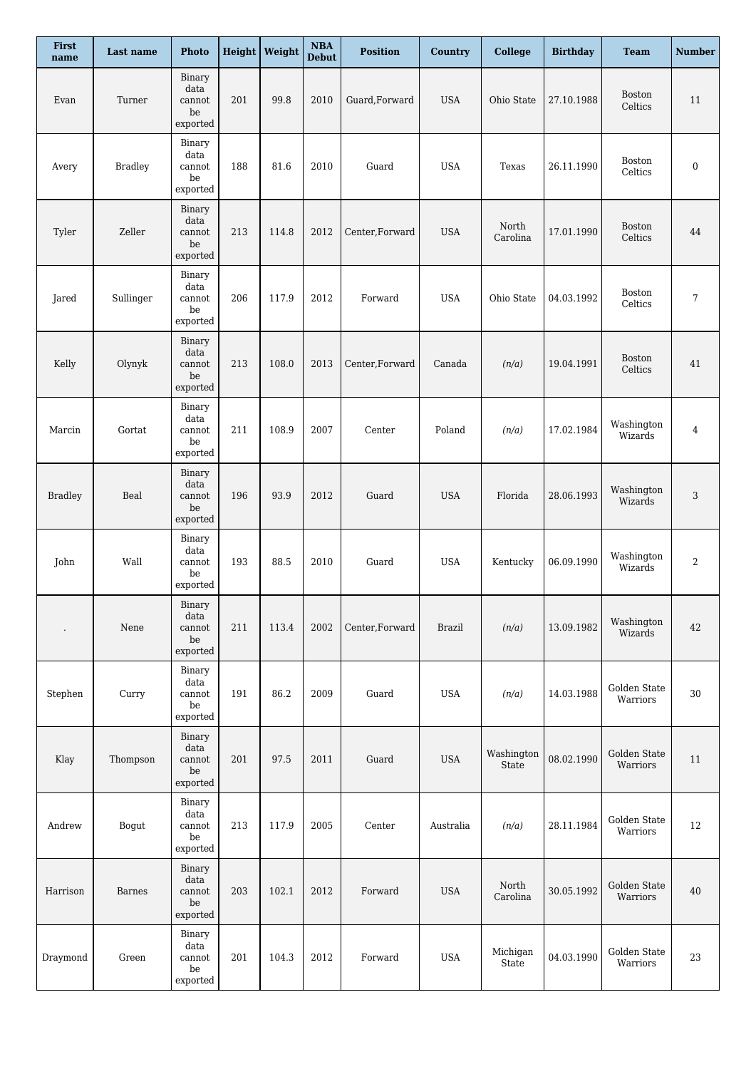| First name | Last name | Photo | Height | Weight | NBA Debut | Position | Country | College | Birthday | Team | Number |
|---|---|---|---|---|---|---|---|---|---|---|---|
| Evan | Turner | Binary data cannot be exported | 201 | 99.8 | 2010 | Guard,Forward | USA | Ohio State | 27.10.1988 | Boston Celtics | 11 |
| Avery | Bradley | Binary data cannot be exported | 188 | 81.6 | 2010 | Guard | USA | Texas | 26.11.1990 | Boston Celtics | 0 |
| Tyler | Zeller | Binary data cannot be exported | 213 | 114.8 | 2012 | Center,Forward | USA | North Carolina | 17.01.1990 | Boston Celtics | 44 |
| Jared | Sullinger | Binary data cannot be exported | 206 | 117.9 | 2012 | Forward | USA | Ohio State | 04.03.1992 | Boston Celtics | 7 |
| Kelly | Olynyk | Binary data cannot be exported | 213 | 108.0 | 2013 | Center,Forward | Canada | *(n/a)* | 19.04.1991 | Boston Celtics | 41 |
| Marcin | Gortat | Binary data cannot be exported | 211 | 108.9 | 2007 | Center | Poland | *(n/a)* | 17.02.1984 | Washington Wizards | 4 |
| Bradley | Beal | Binary data cannot be exported | 196 | 93.9 | 2012 | Guard | USA | Florida | 28.06.1993 | Washington Wizards | 3 |
| John | Wall | Binary data cannot be exported | 193 | 88.5 | 2010 | Guard | USA | Kentucky | 06.09.1990 | Washington Wizards | 2 |
| . | Nene | Binary data cannot be exported | 211 | 113.4 | 2002 | Center,Forward | Brazil | *(n/a)* | 13.09.1982 | Washington Wizards | 42 |
| Stephen | Curry | Binary data cannot be exported | 191 | 86.2 | 2009 | Guard | USA | *(n/a)* | 14.03.1988 | Golden State Warriors | 30 |
| Klay | Thompson | Binary data cannot be exported | 201 | 97.5 | 2011 | Guard | USA | Washington State | 08.02.1990 | Golden State Warriors | 11 |
| Andrew | Bogut | Binary data cannot be exported | 213 | 117.9 | 2005 | Center | Australia | *(n/a)* | 28.11.1984 | Golden State Warriors | 12 |
| Harrison | Barnes | Binary data cannot be exported | 203 | 102.1 | 2012 | Forward | USA | North Carolina | 30.05.1992 | Golden State Warriors | 40 |
| Draymond | Green | Binary data cannot be exported | 201 | 104.3 | 2012 | Forward | USA | Michigan State | 04.03.1990 | Golden State Warriors | 23 |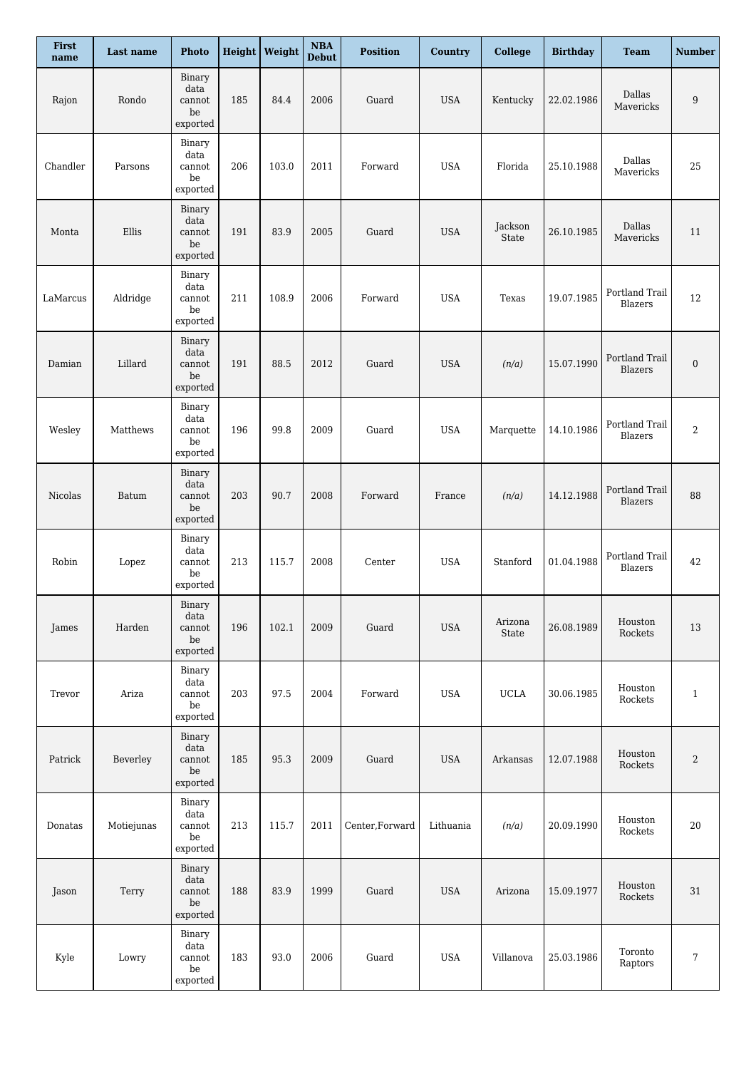| First name | Last name | Photo | Height | Weight | NBA Debut | Position | Country | College | Birthday | Team | Number |
|---|---|---|---|---|---|---|---|---|---|---|---|
| Rajon | Rondo | Binary data cannot be exported | 185 | 84.4 | 2006 | Guard | USA | Kentucky | 22.02.1986 | Dallas Mavericks | 9 |
| Chandler | Parsons | Binary data cannot be exported | 206 | 103.0 | 2011 | Forward | USA | Florida | 25.10.1988 | Dallas Mavericks | 25 |
| Monta | Ellis | Binary data cannot be exported | 191 | 83.9 | 2005 | Guard | USA | Jackson State | 26.10.1985 | Dallas Mavericks | 11 |
| LaMarcus | Aldridge | Binary data cannot be exported | 211 | 108.9 | 2006 | Forward | USA | Texas | 19.07.1985 | Portland Trail Blazers | 12 |
| Damian | Lillard | Binary data cannot be exported | 191 | 88.5 | 2012 | Guard | USA | *(n/a)* | 15.07.1990 | Portland Trail Blazers | 0 |
| Wesley | Matthews | Binary data cannot be exported | 196 | 99.8 | 2009 | Guard | USA | Marquette | 14.10.1986 | Portland Trail Blazers | 2 |
| Nicolas | Batum | Binary data cannot be exported | 203 | 90.7 | 2008 | Forward | France | *(n/a)* | 14.12.1988 | Portland Trail Blazers | 88 |
| Robin | Lopez | Binary data cannot be exported | 213 | 115.7 | 2008 | Center | USA | Stanford | 01.04.1988 | Portland Trail Blazers | 42 |
| James | Harden | Binary data cannot be exported | 196 | 102.1 | 2009 | Guard | USA | Arizona State | 26.08.1989 | Houston Rockets | 13 |
| Trevor | Ariza | Binary data cannot be exported | 203 | 97.5 | 2004 | Forward | USA | UCLA | 30.06.1985 | Houston Rockets | 1 |
| Patrick | Beverley | Binary data cannot be exported | 185 | 95.3 | 2009 | Guard | USA | Arkansas | 12.07.1988 | Houston Rockets | 2 |
| Donatas | Motiejunas | Binary data cannot be exported | 213 | 115.7 | 2011 | Center,Forward | Lithuania | *(n/a)* | 20.09.1990 | Houston Rockets | 20 |
| Jason | Terry | Binary data cannot be exported | 188 | 83.9 | 1999 | Guard | USA | Arizona | 15.09.1977 | Houston Rockets | 31 |
| Kyle | Lowry | Binary data cannot be exported | 183 | 93.0 | 2006 | Guard | USA | Villanova | 25.03.1986 | Toronto Raptors | 7 |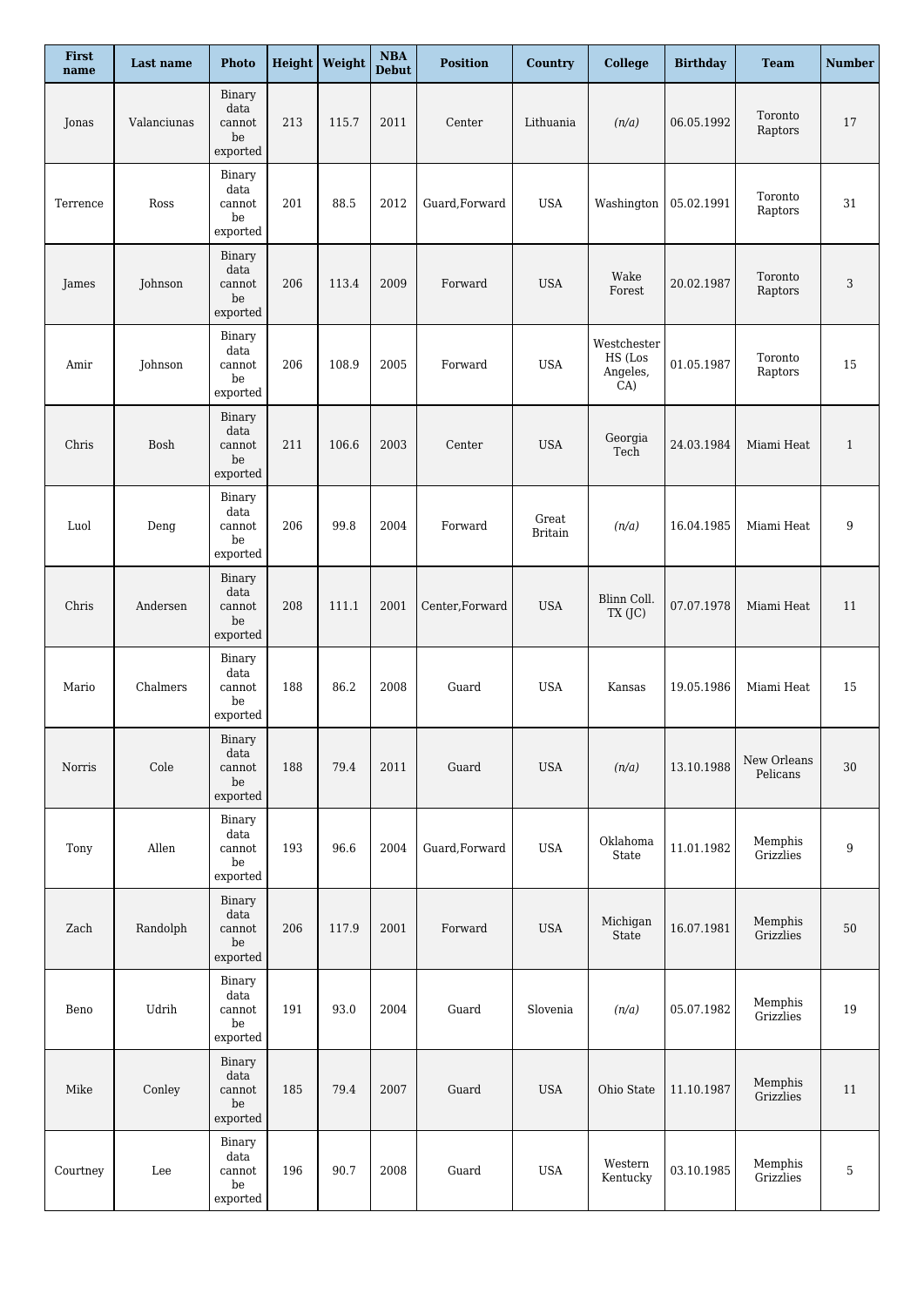| First name | Last name | Photo | Height | Weight | NBA Debut | Position | Country | College | Birthday | Team | Number |
|---|---|---|---|---|---|---|---|---|---|---|---|
| Jonas | Valanciunas | Binary data cannot be exported | 213 | 115.7 | 2011 | Center | Lithuania | *(n/a)* | 06.05.1992 | Toronto Raptors | 17 |
| Terrence | Ross | Binary data cannot be exported | 201 | 88.5 | 2012 | Guard,Forward | USA | Washington | 05.02.1991 | Toronto Raptors | 31 |
| James | Johnson | Binary data cannot be exported | 206 | 113.4 | 2009 | Forward | USA | Wake Forest | 20.02.1987 | Toronto Raptors | 3 |
| Amir | Johnson | Binary data cannot be exported | 206 | 108.9 | 2005 | Forward | USA | Westchester HS (Los Angeles, CA) | 01.05.1987 | Toronto Raptors | 15 |
| Chris | Bosh | Binary data cannot be exported | 211 | 106.6 | 2003 | Center | USA | Georgia Tech | 24.03.1984 | Miami Heat | 1 |
| Luol | Deng | Binary data cannot be exported | 206 | 99.8 | 2004 | Forward | Great Britain | *(n/a)* | 16.04.1985 | Miami Heat | 9 |
| Chris | Andersen | Binary data cannot be exported | 208 | 111.1 | 2001 | Center,Forward | USA | Blinn Coll. TX (JC) | 07.07.1978 | Miami Heat | 11 |
| Mario | Chalmers | Binary data cannot be exported | 188 | 86.2 | 2008 | Guard | USA | Kansas | 19.05.1986 | Miami Heat | 15 |
| Norris | Cole | Binary data cannot be exported | 188 | 79.4 | 2011 | Guard | USA | *(n/a)* | 13.10.1988 | New Orleans Pelicans | 30 |
| Tony | Allen | Binary data cannot be exported | 193 | 96.6 | 2004 | Guard,Forward | USA | Oklahoma State | 11.01.1982 | Memphis Grizzlies | 9 |
| Zach | Randolph | Binary data cannot be exported | 206 | 117.9 | 2001 | Forward | USA | Michigan State | 16.07.1981 | Memphis Grizzlies | 50 |
| Beno | Udrih | Binary data cannot be exported | 191 | 93.0 | 2004 | Guard | Slovenia | *(n/a)* | 05.07.1982 | Memphis Grizzlies | 19 |
| Mike | Conley | Binary data cannot be exported | 185 | 79.4 | 2007 | Guard | USA | Ohio State | 11.10.1987 | Memphis Grizzlies | 11 |
| Courtney | Lee | Binary data cannot be exported | 196 | 90.7 | 2008 | Guard | USA | Western Kentucky | 03.10.1985 | Memphis Grizzlies | 5 |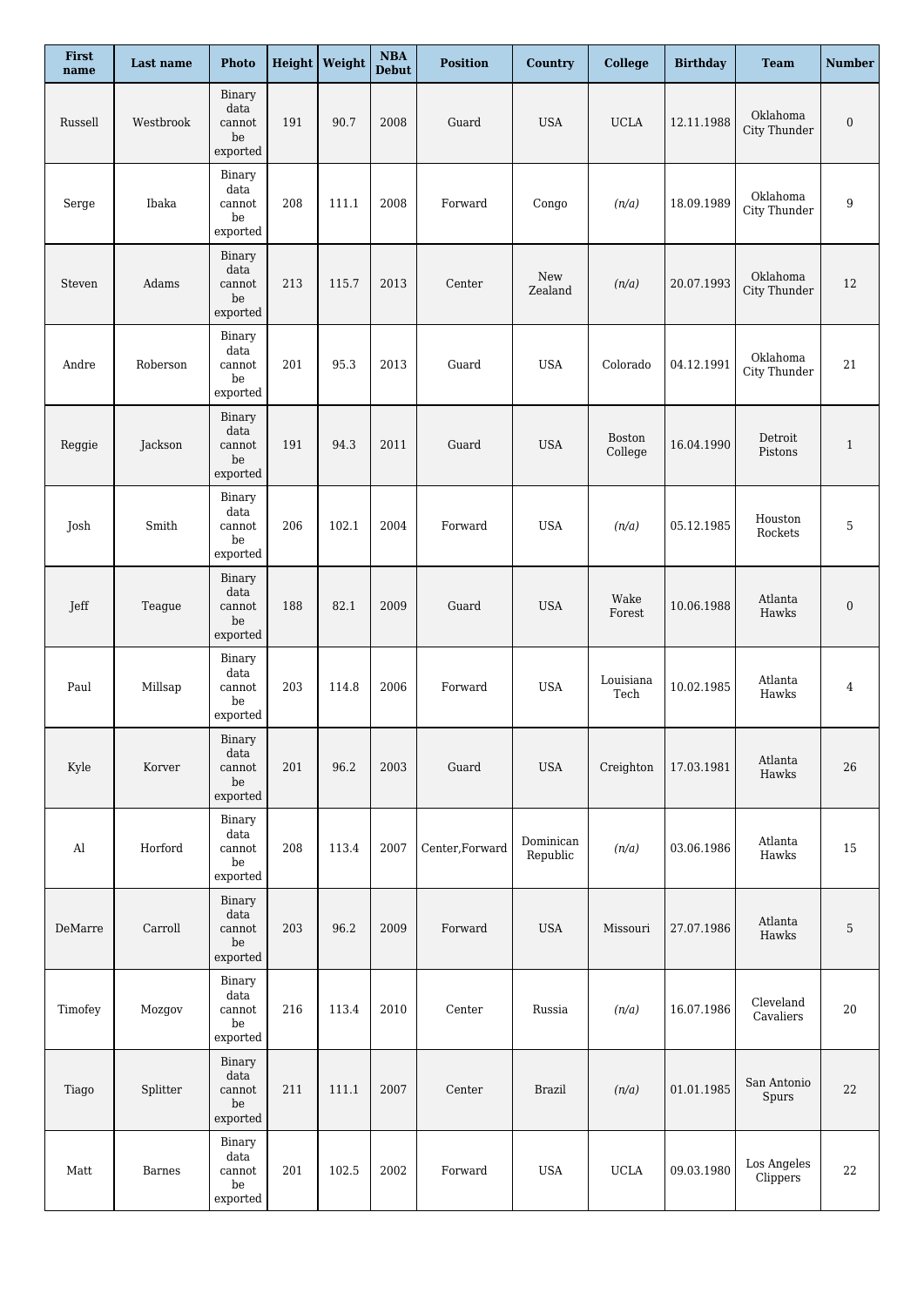| First name | Last name | Photo | Height | Weight | NBA Debut | Position | Country | College | Birthday | Team | Number |
|---|---|---|---|---|---|---|---|---|---|---|---|
| Russell | Westbrook | Binary data cannot be exported | 191 | 90.7 | 2008 | Guard | USA | UCLA | 12.11.1988 | Oklahoma City Thunder | 0 |
| Serge | Ibaka | Binary data cannot be exported | 208 | 111.1 | 2008 | Forward | Congo | *(n/a)* | 18.09.1989 | Oklahoma City Thunder | 9 |
| Steven | Adams | Binary data cannot be exported | 213 | 115.7 | 2013 | Center | New Zealand | *(n/a)* | 20.07.1993 | Oklahoma City Thunder | 12 |
| Andre | Roberson | Binary data cannot be exported | 201 | 95.3 | 2013 | Guard | USA | Colorado | 04.12.1991 | Oklahoma City Thunder | 21 |
| Reggie | Jackson | Binary data cannot be exported | 191 | 94.3 | 2011 | Guard | USA | Boston College | 16.04.1990 | Detroit Pistons | 1 |
| Josh | Smith | Binary data cannot be exported | 206 | 102.1 | 2004 | Forward | USA | *(n/a)* | 05.12.1985 | Houston Rockets | 5 |
| Jeff | Teague | Binary data cannot be exported | 188 | 82.1 | 2009 | Guard | USA | Wake Forest | 10.06.1988 | Atlanta Hawks | 0 |
| Paul | Millsap | Binary data cannot be exported | 203 | 114.8 | 2006 | Forward | USA | Louisiana Tech | 10.02.1985 | Atlanta Hawks | 4 |
| Kyle | Korver | Binary data cannot be exported | 201 | 96.2 | 2003 | Guard | USA | Creighton | 17.03.1981 | Atlanta Hawks | 26 |
| Al | Horford | Binary data cannot be exported | 208 | 113.4 | 2007 | Center,Forward | Dominican Republic | *(n/a)* | 03.06.1986 | Atlanta Hawks | 15 |
| DeMarre | Carroll | Binary data cannot be exported | 203 | 96.2 | 2009 | Forward | USA | Missouri | 27.07.1986 | Atlanta Hawks | 5 |
| Timofey | Mozgov | Binary data cannot be exported | 216 | 113.4 | 2010 | Center | Russia | *(n/a)* | 16.07.1986 | Cleveland Cavaliers | 20 |
| Tiago | Splitter | Binary data cannot be exported | 211 | 111.1 | 2007 | Center | Brazil | *(n/a)* | 01.01.1985 | San Antonio Spurs | 22 |
| Matt | Barnes | Binary data cannot be exported | 201 | 102.5 | 2002 | Forward | USA | UCLA | 09.03.1980 | Los Angeles Clippers | 22 |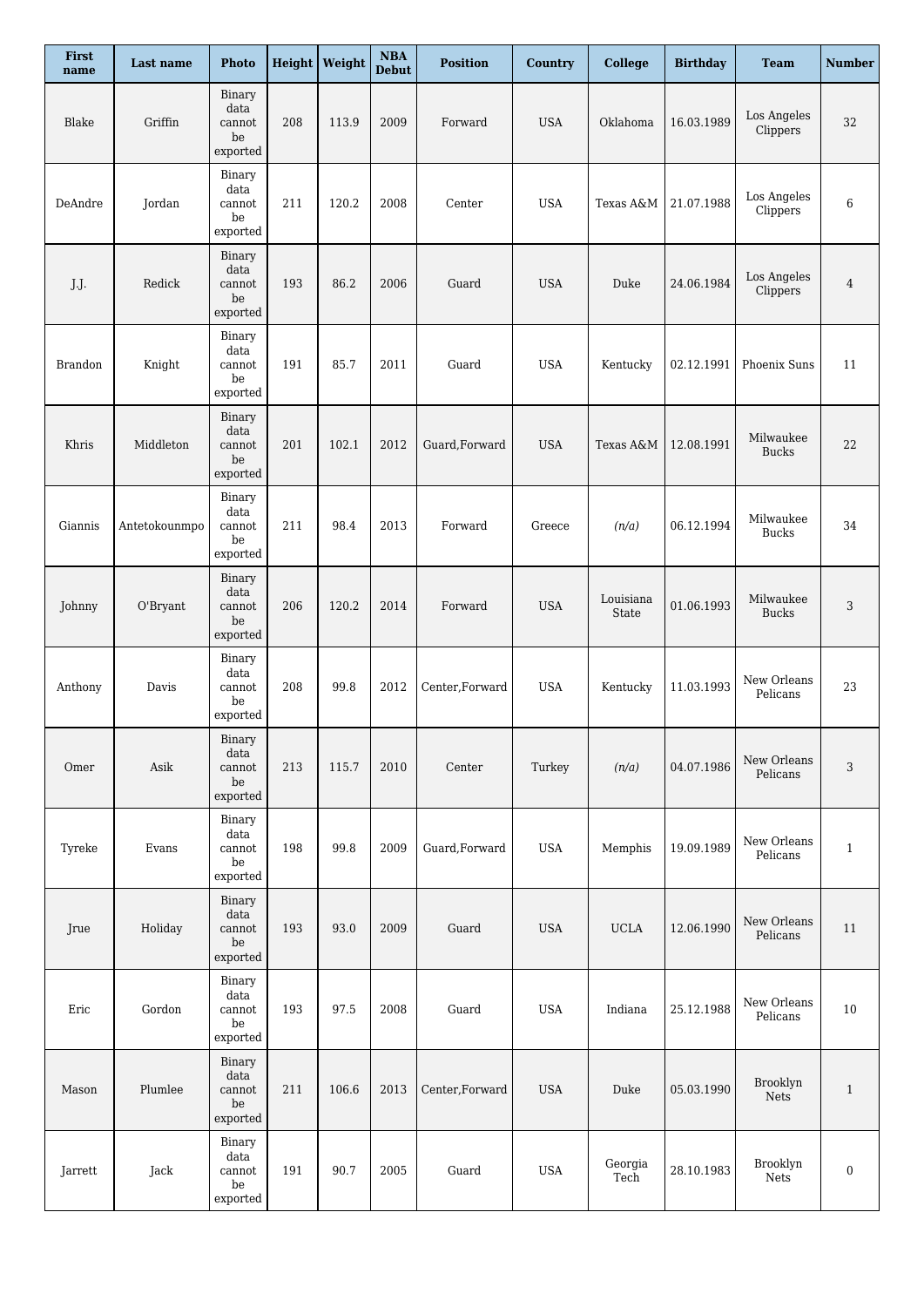| First name | Last name | Photo | Height | Weight | NBA Debut | Position | Country | College | Birthday | Team | Number |
| --- | --- | --- | --- | --- | --- | --- | --- | --- | --- | --- | --- |
| Blake | Griffin | Binary data cannot be exported | 208 | 113.9 | 2009 | Forward | USA | Oklahoma | 16.03.1989 | Los Angeles Clippers | 32 |
| DeAndre | Jordan | Binary data cannot be exported | 211 | 120.2 | 2008 | Center | USA | Texas A&M | 21.07.1988 | Los Angeles Clippers | 6 |
| J.J. | Redick | Binary data cannot be exported | 193 | 86.2 | 2006 | Guard | USA | Duke | 24.06.1984 | Los Angeles Clippers | 4 |
| Brandon | Knight | Binary data cannot be exported | 191 | 85.7 | 2011 | Guard | USA | Kentucky | 02.12.1991 | Phoenix Suns | 11 |
| Khris | Middleton | Binary data cannot be exported | 201 | 102.1 | 2012 | Guard,Forward | USA | Texas A&M | 12.08.1991 | Milwaukee Bucks | 22 |
| Giannis | Antetokounmpo | Binary data cannot be exported | 211 | 98.4 | 2013 | Forward | Greece | *(n/a)* | 06.12.1994 | Milwaukee Bucks | 34 |
| Johnny | O'Bryant | Binary data cannot be exported | 206 | 120.2 | 2014 | Forward | USA | Louisiana State | 01.06.1993 | Milwaukee Bucks | 3 |
| Anthony | Davis | Binary data cannot be exported | 208 | 99.8 | 2012 | Center,Forward | USA | Kentucky | 11.03.1993 | New Orleans Pelicans | 23 |
| Omer | Asik | Binary data cannot be exported | 213 | 115.7 | 2010 | Center | Turkey | *(n/a)* | 04.07.1986 | New Orleans Pelicans | 3 |
| Tyreke | Evans | Binary data cannot be exported | 198 | 99.8 | 2009 | Guard,Forward | USA | Memphis | 19.09.1989 | New Orleans Pelicans | 1 |
| Jrue | Holiday | Binary data cannot be exported | 193 | 93.0 | 2009 | Guard | USA | UCLA | 12.06.1990 | New Orleans Pelicans | 11 |
| Eric | Gordon | Binary data cannot be exported | 193 | 97.5 | 2008 | Guard | USA | Indiana | 25.12.1988 | New Orleans Pelicans | 10 |
| Mason | Plumlee | Binary data cannot be exported | 211 | 106.6 | 2013 | Center,Forward | USA | Duke | 05.03.1990 | Brooklyn Nets | 1 |
| Jarrett | Jack | Binary data cannot be exported | 191 | 90.7 | 2005 | Guard | USA | Georgia Tech | 28.10.1983 | Brooklyn Nets | 0 |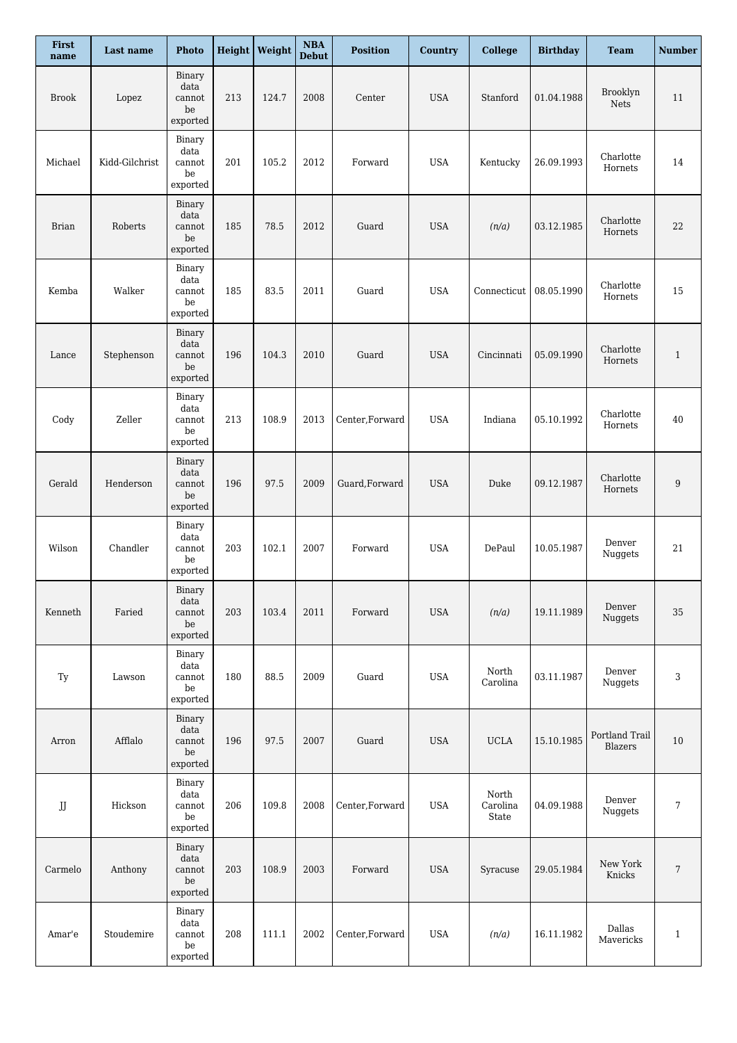| First name | Last name | Photo | Height | Weight | NBA Debut | Position | Country | College | Birthday | Team | Number |
|---|---|---|---|---|---|---|---|---|---|---|---|
| Brook | Lopez | Binary data cannot be exported | 213 | 124.7 | 2008 | Center | USA | Stanford | 01.04.1988 | Brooklyn Nets | 11 |
| Michael | Kidd-Gilchrist | Binary data cannot be exported | 201 | 105.2 | 2012 | Forward | USA | Kentucky | 26.09.1993 | Charlotte Hornets | 14 |
| Brian | Roberts | Binary data cannot be exported | 185 | 78.5 | 2012 | Guard | USA | *(n/a)* | 03.12.1985 | Charlotte Hornets | 22 |
| Kemba | Walker | Binary data cannot be exported | 185 | 83.5 | 2011 | Guard | USA | Connecticut | 08.05.1990 | Charlotte Hornets | 15 |
| Lance | Stephenson | Binary data cannot be exported | 196 | 104.3 | 2010 | Guard | USA | Cincinnati | 05.09.1990 | Charlotte Hornets | 1 |
| Cody | Zeller | Binary data cannot be exported | 213 | 108.9 | 2013 | Center,Forward | USA | Indiana | 05.10.1992 | Charlotte Hornets | 40 |
| Gerald | Henderson | Binary data cannot be exported | 196 | 97.5 | 2009 | Guard,Forward | USA | Duke | 09.12.1987 | Charlotte Hornets | 9 |
| Wilson | Chandler | Binary data cannot be exported | 203 | 102.1 | 2007 | Forward | USA | DePaul | 10.05.1987 | Denver Nuggets | 21 |
| Kenneth | Faried | Binary data cannot be exported | 203 | 103.4 | 2011 | Forward | USA | *(n/a)* | 19.11.1989 | Denver Nuggets | 35 |
| Ty | Lawson | Binary data cannot be exported | 180 | 88.5 | 2009 | Guard | USA | North Carolina | 03.11.1987 | Denver Nuggets | 3 |
| Arron | Afflalo | Binary data cannot be exported | 196 | 97.5 | 2007 | Guard | USA | UCLA | 15.10.1985 | Portland Trail Blazers | 10 |
| JJ | Hickson | Binary data cannot be exported | 206 | 109.8 | 2008 | Center,Forward | USA | North Carolina State | 04.09.1988 | Denver Nuggets | 7 |
| Carmelo | Anthony | Binary data cannot be exported | 203 | 108.9 | 2003 | Forward | USA | Syracuse | 29.05.1984 | New York Knicks | 7 |
| Amar'e | Stoudemire | Binary data cannot be exported | 208 | 111.1 | 2002 | Center,Forward | USA | *(n/a)* | 16.11.1982 | Dallas Mavericks | 1 |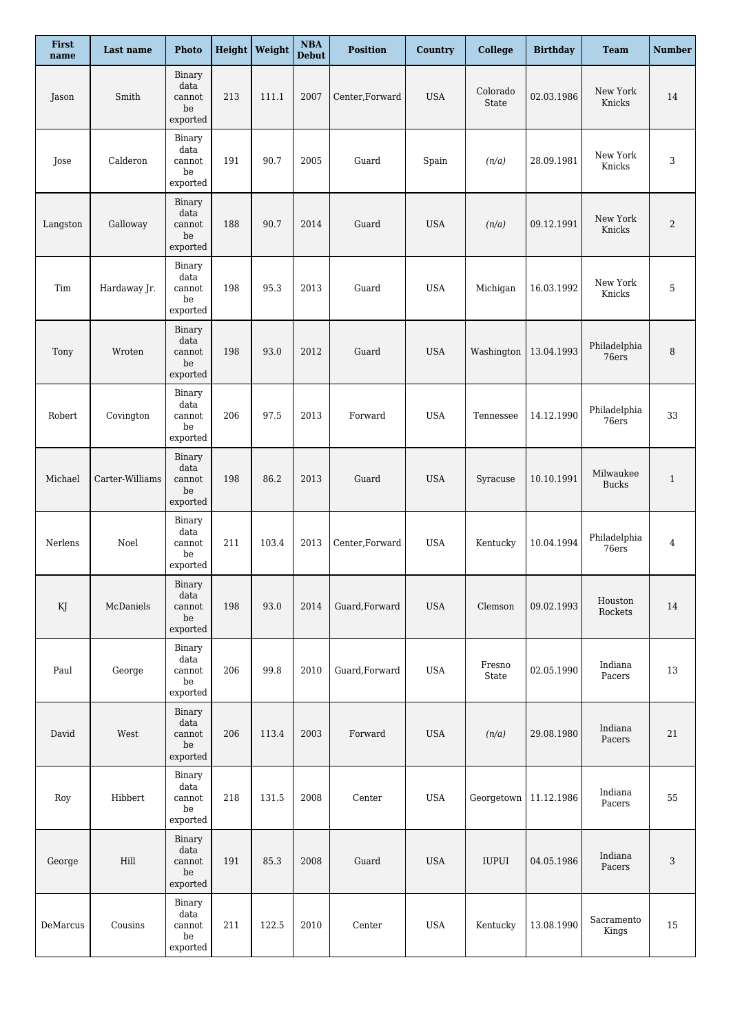| First name | Last name | Photo | Height | Weight | NBA Debut | Position | Country | College | Birthday | Team | Number |
|---|---|---|---|---|---|---|---|---|---|---|---|
| Jason | Smith | Binary data cannot be exported | 213 | 111.1 | 2007 | Center,Forward | USA | Colorado State | 02.03.1986 | New York Knicks | 14 |
| Jose | Calderon | Binary data cannot be exported | 191 | 90.7 | 2005 | Guard | Spain | *(n/a)* | 28.09.1981 | New York Knicks | 3 |
| Langston | Galloway | Binary data cannot be exported | 188 | 90.7 | 2014 | Guard | USA | *(n/a)* | 09.12.1991 | New York Knicks | 2 |
| Tim | Hardaway Jr. | Binary data cannot be exported | 198 | 95.3 | 2013 | Guard | USA | Michigan | 16.03.1992 | New York Knicks | 5 |
| Tony | Wroten | Binary data cannot be exported | 198 | 93.0 | 2012 | Guard | USA | Washington | 13.04.1993 | Philadelphia 76ers | 8 |
| Robert | Covington | Binary data cannot be exported | 206 | 97.5 | 2013 | Forward | USA | Tennessee | 14.12.1990 | Philadelphia 76ers | 33 |
| Michael | Carter-Williams | Binary data cannot be exported | 198 | 86.2 | 2013 | Guard | USA | Syracuse | 10.10.1991 | Milwaukee Bucks | 1 |
| Nerlens | Noel | Binary data cannot be exported | 211 | 103.4 | 2013 | Center,Forward | USA | Kentucky | 10.04.1994 | Philadelphia 76ers | 4 |
| KJ | McDaniels | Binary data cannot be exported | 198 | 93.0 | 2014 | Guard,Forward | USA | Clemson | 09.02.1993 | Houston Rockets | 14 |
| Paul | George | Binary data cannot be exported | 206 | 99.8 | 2010 | Guard,Forward | USA | Fresno State | 02.05.1990 | Indiana Pacers | 13 |
| David | West | Binary data cannot be exported | 206 | 113.4 | 2003 | Forward | USA | *(n/a)* | 29.08.1980 | Indiana Pacers | 21 |
| Roy | Hibbert | Binary data cannot be exported | 218 | 131.5 | 2008 | Center | USA | Georgetown | 11.12.1986 | Indiana Pacers | 55 |
| George | Hill | Binary data cannot be exported | 191 | 85.3 | 2008 | Guard | USA | IUPUI | 04.05.1986 | Indiana Pacers | 3 |
| DeMarcus | Cousins | Binary data cannot be exported | 211 | 122.5 | 2010 | Center | USA | Kentucky | 13.08.1990 | Sacramento Kings | 15 |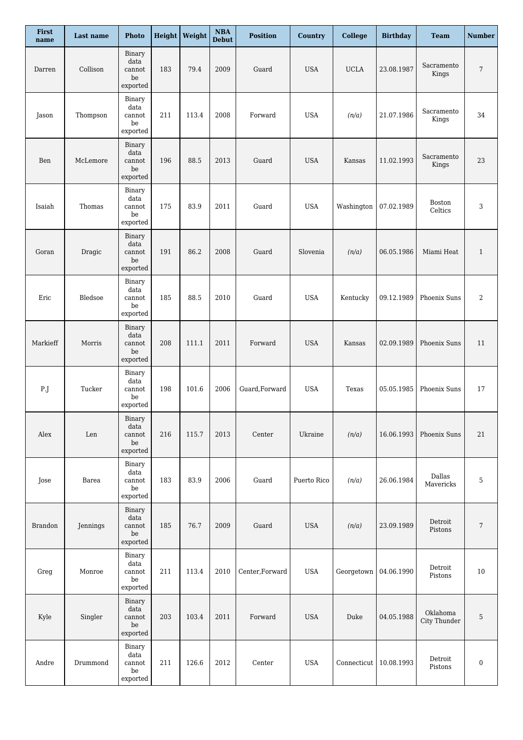| First name | Last name | Photo | Height | Weight | NBA Debut | Position | Country | College | Birthday | Team | Number |
|---|---|---|---|---|---|---|---|---|---|---|---|
| Darren | Collison | Binary data cannot be exported | 183 | 79.4 | 2009 | Guard | USA | UCLA | 23.08.1987 | Sacramento Kings | 7 |
| Jason | Thompson | Binary data cannot be exported | 211 | 113.4 | 2008 | Forward | USA | *(n/a)* | 21.07.1986 | Sacramento Kings | 34 |
| Ben | McLemore | Binary data cannot be exported | 196 | 88.5 | 2013 | Guard | USA | Kansas | 11.02.1993 | Sacramento Kings | 23 |
| Isaiah | Thomas | Binary data cannot be exported | 175 | 83.9 | 2011 | Guard | USA | Washington | 07.02.1989 | Boston Celtics | 3 |
| Goran | Dragic | Binary data cannot be exported | 191 | 86.2 | 2008 | Guard | Slovenia | *(n/a)* | 06.05.1986 | Miami Heat | 1 |
| Eric | Bledsoe | Binary data cannot be exported | 185 | 88.5 | 2010 | Guard | USA | Kentucky | 09.12.1989 | Phoenix Suns | 2 |
| Markieff | Morris | Binary data cannot be exported | 208 | 111.1 | 2011 | Forward | USA | Kansas | 02.09.1989 | Phoenix Suns | 11 |
| P.J | Tucker | Binary data cannot be exported | 198 | 101.6 | 2006 | Guard,Forward | USA | Texas | 05.05.1985 | Phoenix Suns | 17 |
| Alex | Len | Binary data cannot be exported | 216 | 115.7 | 2013 | Center | Ukraine | *(n/a)* | 16.06.1993 | Phoenix Suns | 21 |
| Jose | Barea | Binary data cannot be exported | 183 | 83.9 | 2006 | Guard | Puerto Rico | *(n/a)* | 26.06.1984 | Dallas Mavericks | 5 |
| Brandon | Jennings | Binary data cannot be exported | 185 | 76.7 | 2009 | Guard | USA | *(n/a)* | 23.09.1989 | Detroit Pistons | 7 |
| Greg | Monroe | Binary data cannot be exported | 211 | 113.4 | 2010 | Center,Forward | USA | Georgetown | 04.06.1990 | Detroit Pistons | 10 |
| Kyle | Singler | Binary data cannot be exported | 203 | 103.4 | 2011 | Forward | USA | Duke | 04.05.1988 | Oklahoma City Thunder | 5 |
| Andre | Drummond | Binary data cannot be exported | 211 | 126.6 | 2012 | Center | USA | Connecticut | 10.08.1993 | Detroit Pistons | 0 |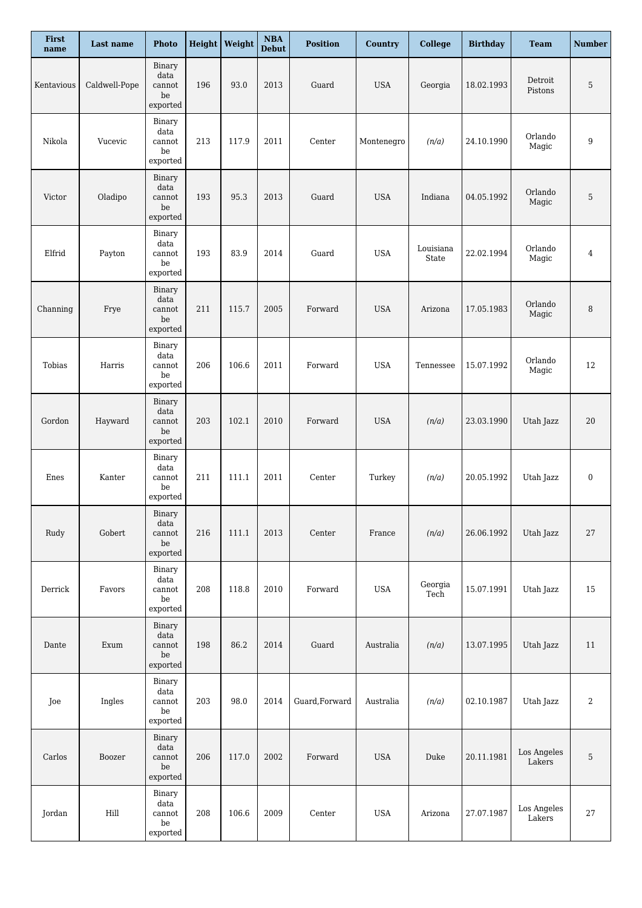| First name | Last name | Photo | Height | Weight | NBA Debut | Position | Country | College | Birthday | Team | Number |
|---|---|---|---|---|---|---|---|---|---|---|---|
| Kentavious | Caldwell-Pope | Binary data cannot be exported | 196 | 93.0 | 2013 | Guard | USA | Georgia | 18.02.1993 | Detroit Pistons | 5 |
| Nikola | Vucevic | Binary data cannot be exported | 213 | 117.9 | 2011 | Center | Montenegro | *(n/a)* | 24.10.1990 | Orlando Magic | 9 |
| Victor | Oladipo | Binary data cannot be exported | 193 | 95.3 | 2013 | Guard | USA | Indiana | 04.05.1992 | Orlando Magic | 5 |
| Elfrid | Payton | Binary data cannot be exported | 193 | 83.9 | 2014 | Guard | USA | Louisiana State | 22.02.1994 | Orlando Magic | 4 |
| Channing | Frye | Binary data cannot be exported | 211 | 115.7 | 2005 | Forward | USA | Arizona | 17.05.1983 | Orlando Magic | 8 |
| Tobias | Harris | Binary data cannot be exported | 206 | 106.6 | 2011 | Forward | USA | Tennessee | 15.07.1992 | Orlando Magic | 12 |
| Gordon | Hayward | Binary data cannot be exported | 203 | 102.1 | 2010 | Forward | USA | *(n/a)* | 23.03.1990 | Utah Jazz | 20 |
| Enes | Kanter | Binary data cannot be exported | 211 | 111.1 | 2011 | Center | Turkey | *(n/a)* | 20.05.1992 | Utah Jazz | 0 |
| Rudy | Gobert | Binary data cannot be exported | 216 | 111.1 | 2013 | Center | France | *(n/a)* | 26.06.1992 | Utah Jazz | 27 |
| Derrick | Favors | Binary data cannot be exported | 208 | 118.8 | 2010 | Forward | USA | Georgia Tech | 15.07.1991 | Utah Jazz | 15 |
| Dante | Exum | Binary data cannot be exported | 198 | 86.2 | 2014 | Guard | Australia | *(n/a)* | 13.07.1995 | Utah Jazz | 11 |
| Joe | Ingles | Binary data cannot be exported | 203 | 98.0 | 2014 | Guard,Forward | Australia | *(n/a)* | 02.10.1987 | Utah Jazz | 2 |
| Carlos | Boozer | Binary data cannot be exported | 206 | 117.0 | 2002 | Forward | USA | Duke | 20.11.1981 | Los Angeles Lakers | 5 |
| Jordan | Hill | Binary data cannot be exported | 208 | 106.6 | 2009 | Center | USA | Arizona | 27.07.1987 | Los Angeles Lakers | 27 |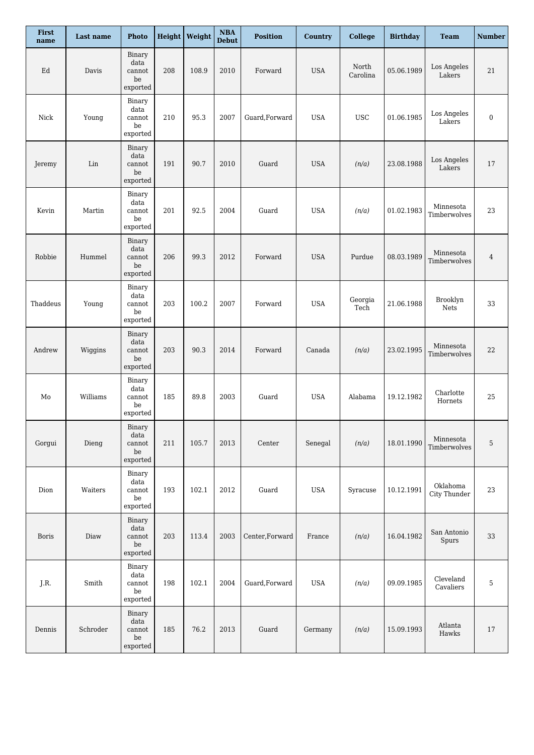| First name | Last name | Photo | Height | Weight | NBA Debut | Position | Country | College | Birthday | Team | Number |
|---|---|---|---|---|---|---|---|---|---|---|---|
| Ed | Davis | Binary data cannot be exported | 208 | 108.9 | 2010 | Forward | USA | North Carolina | 05.06.1989 | Los Angeles Lakers | 21 |
| Nick | Young | Binary data cannot be exported | 210 | 95.3 | 2007 | Guard,Forward | USA | USC | 01.06.1985 | Los Angeles Lakers | 0 |
| Jeremy | Lin | Binary data cannot be exported | 191 | 90.7 | 2010 | Guard | USA | *(n/a)* | 23.08.1988 | Los Angeles Lakers | 17 |
| Kevin | Martin | Binary data cannot be exported | 201 | 92.5 | 2004 | Guard | USA | *(n/a)* | 01.02.1983 | Minnesota Timberwolves | 23 |
| Robbie | Hummel | Binary data cannot be exported | 206 | 99.3 | 2012 | Forward | USA | Purdue | 08.03.1989 | Minnesota Timberwolves | 4 |
| Thaddeus | Young | Binary data cannot be exported | 203 | 100.2 | 2007 | Forward | USA | Georgia Tech | 21.06.1988 | Brooklyn Nets | 33 |
| Andrew | Wiggins | Binary data cannot be exported | 203 | 90.3 | 2014 | Forward | Canada | *(n/a)* | 23.02.1995 | Minnesota Timberwolves | 22 |
| Mo | Williams | Binary data cannot be exported | 185 | 89.8 | 2003 | Guard | USA | Alabama | 19.12.1982 | Charlotte Hornets | 25 |
| Gorgui | Dieng | Binary data cannot be exported | 211 | 105.7 | 2013 | Center | Senegal | *(n/a)* | 18.01.1990 | Minnesota Timberwolves | 5 |
| Dion | Waiters | Binary data cannot be exported | 193 | 102.1 | 2012 | Guard | USA | Syracuse | 10.12.1991 | Oklahoma City Thunder | 23 |
| Boris | Diaw | Binary data cannot be exported | 203 | 113.4 | 2003 | Center,Forward | France | *(n/a)* | 16.04.1982 | San Antonio Spurs | 33 |
| J.R. | Smith | Binary data cannot be exported | 198 | 102.1 | 2004 | Guard,Forward | USA | *(n/a)* | 09.09.1985 | Cleveland Cavaliers | 5 |
| Dennis | Schroder | Binary data cannot be exported | 185 | 76.2 | 2013 | Guard | Germany | *(n/a)* | 15.09.1993 | Atlanta Hawks | 17 |